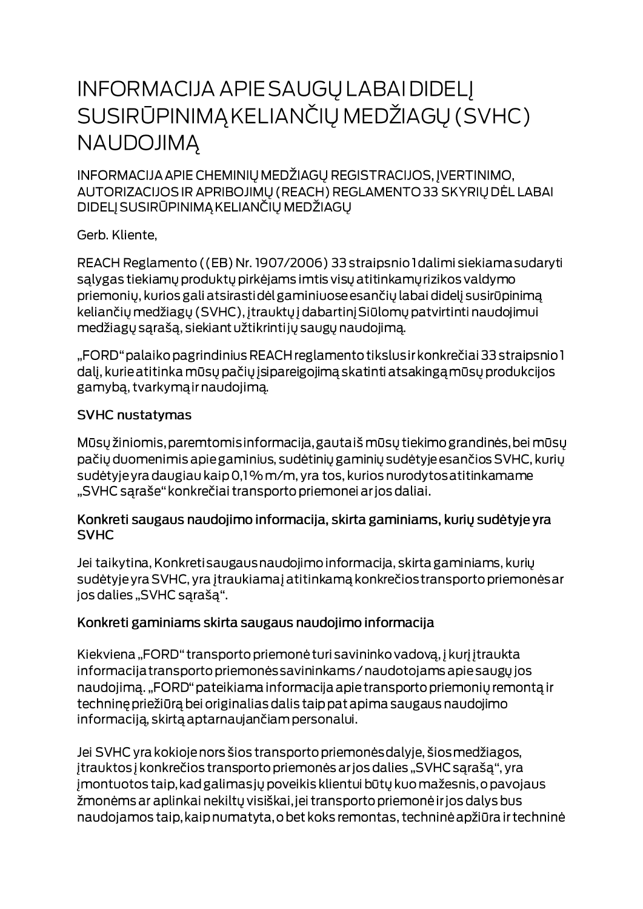# INFORMACIJA APIE SAUGŲ LABAI DIDELĮ SUSIRŪPINIMĄ KELIANČIŲ MEDŽIAGŲ (SVHC) NAUDOJIMĄ

INFORMACIJA APIE CHEMINIŲ MEDŽIAGŲ REGISTRACIJOS, ĮVERTINIMO, AUTORIZACIJOS IR APRIBOJIMŲ (REACH) REGLAMENTO 33 SKYRIŲ DĖL LABAI DIDELĮ SUSIRŪPINIMĄ KELIANČIŲ MEDŽIAGŲ

Gerb. Kliente,

REACH Reglamento ((EB) Nr. 1907/2006) 33 straipsnio 1 dalimi siekiama sudaryti sąlygas tiekiamų produktų pirkėjams imtis visų atitinkamų rizikos valdymo priemonių, kurios gali atsirasti dėl gaminiuose esančių labai didelį susirūpinimą keliančių medžiagų (SVHC), įtrauktų į dabartinį Siūlomų patvirtinti naudojimui medžiagų sąrašą, siekiant užtikrinti jų saugų naudojimą.

„FORD" palaiko pagrindinius REACH reglamento tikslus ir konkrečiai 33 straipsnio 1 dalį, kurie atitinka mūsų pačių įsipareigojimą skatinti atsakingą mūsų produkcijos gamybą, tvarkymą ir naudojimą.

## SVHC nustatymas

Mūsų žiniomis, paremtomis informacija, gauta iš mūsų tiekimo grandinės, bei mūsų pačių duomenimis apie gaminius, sudėtinių gaminių sudėtyje esančios SVHC, kurių sudėtyje yra daugiau kaip 0,1 % m/m, yra tos, kurios nurodytos atitinkamame „SVHC sąraše" konkrečiai transporto priemonei ar jos daliai.

## Konkreti saugaus naudojimo informacija, skirta gaminiams, kurių sudėtyje yra SVHC

Jei taikytina, Konkreti saugaus naudojimo informacija, skirta gaminiams, kurių sudėtyje yra SVHC, yra įtraukiama į atitinkamą konkrečios transporto priemonės ar jos dalies „SVHC sąrašą".

## Konkreti gaminiams skirta saugaus naudojimo informacija

Kiekviena „FORD" transporto priemonė turi savininko vadovą, į kurį įtraukta informacija transporto priemonės savininkams / naudotojams apie saugų jos naudojimą. „FORD" pateikiama informacija apie transporto priemonių remontą ir techninę priežiūrą bei originalias dalis taip pat apima saugaus naudojimo informaciją, skirtą aptarnaujančiam personalui.

Jei SVHC yra kokioje nors šios transporto priemonės dalyje, šios medžiagos, įtrauktos į konkrečios transporto priemonės ar jos dalies „SVHC sąrašą", yra įmontuotos taip, kad galimas jų poveikis klientui būtų kuo mažesnis, o pavojaus žmonėms ar aplinkai nekiltų visiškai, jei transporto priemonė ir jos dalys bus naudojamos taip, kaip numatyta, o bet koks remontas, techninė apžiūra ir techninė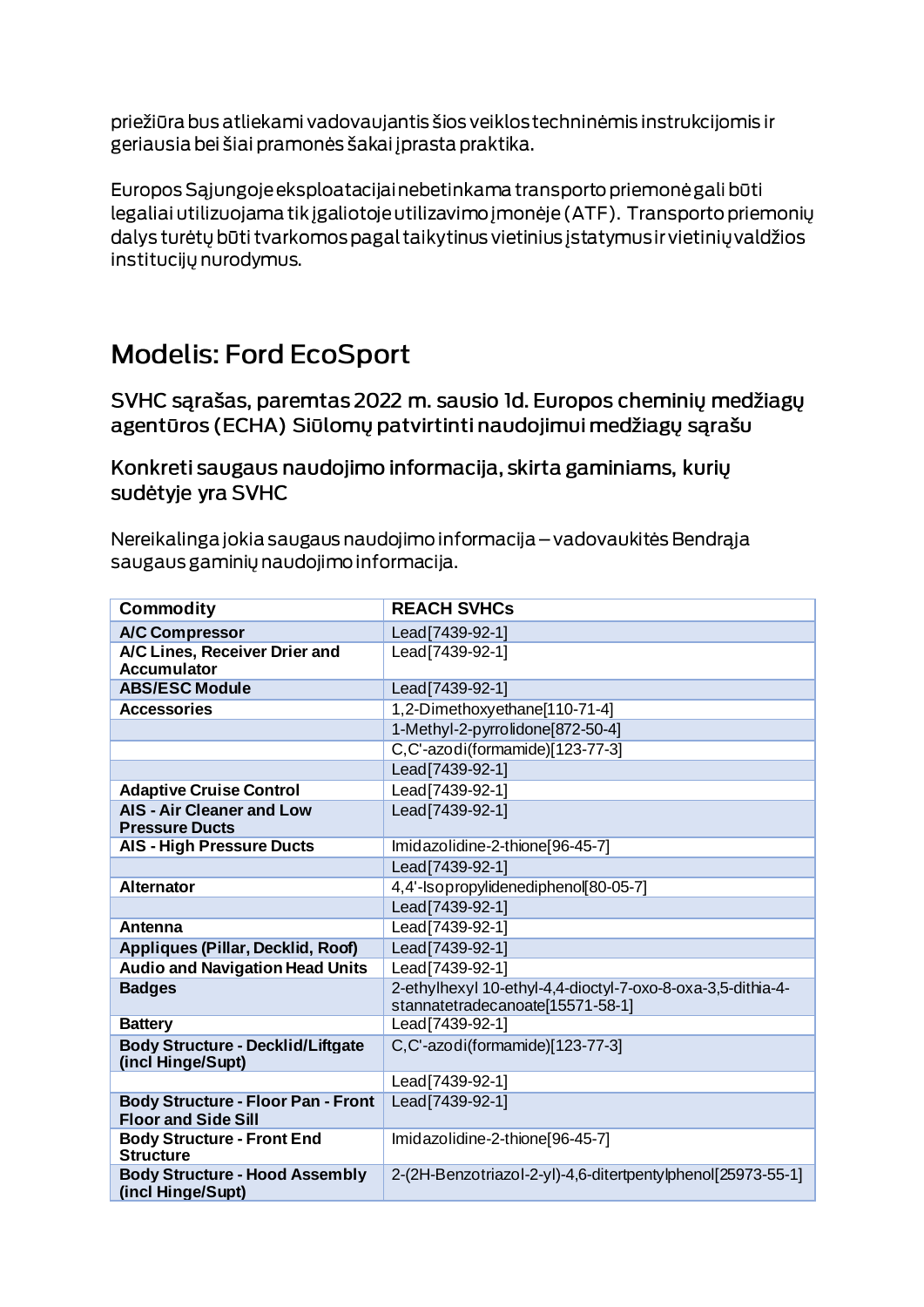priežiūra bus atliekami vadovaujantis šios veiklos techninėmis instrukcijomis ir geriausia bei šiai pramonės šakai įprasta praktika.

Europos Sąjungoje eksploatacijai nebetinkama transporto priemonė gali būti legaliai utilizuojama tik įgaliotoje utilizavimo įmonėje (ATF). Transporto priemonių dalys turėtų būti tvarkomos pagal taikytinus vietinius įstatymus ir vietinių valdžios institucijų nurodymus.

## Modelis: Ford EcoSport

### SVHC sąrašas, paremtas 2022 m. sausio 1d. Europos cheminių medžiagų agentūros (ECHA) Siūlomų patvirtinti naudojimui medžiagų sąrašu

### Konkreti saugaus naudojimo informacija, skirta gaminiams, kurių sudėtyje yra SVHC

Nereikalinga jokia saugaus naudojimo informacija – vadovaukitės Bendrąja saugaus gaminių naudojimo informacija.

| Commodity | REACH SVHCs |
|---|---|
| **A/C Compressor** | Lead[7439-92-1] |
| **A/C Lines, Receiver Drier and Accumulator** | Lead[7439-92-1] |
| **ABS/ESC Module** | Lead[7439-92-1] |
| **Accessories** | 1,2-Dimethoxyethane[110-71-4] |
| | 1-Methyl-2-pyrrolidone[872-50-4] |
| | C,C'-azodi(formamide)[123-77-3] |
| | Lead[7439-92-1] |
| **Adaptive Cruise Control** | Lead[7439-92-1] |
| **AIS - Air Cleaner and Low Pressure Ducts** | Lead[7439-92-1] |
| **AIS - High Pressure Ducts** | Imidazolidine-2-thione[96-45-7] |
| | Lead[7439-92-1] |
| **Alternator** | 4,4'-Isopropylidenediphenol[80-05-7] |
| | Lead[7439-92-1] |
| **Antenna** | Lead[7439-92-1] |
| **Appliques (Pillar, Decklid, Roof)** | Lead[7439-92-1] |
| **Audio and Navigation Head Units** | Lead[7439-92-1] |
| **Badges** | 2-ethylhexyl 10-ethyl-4,4-dioctyl-7-oxo-8-oxa-3,5-dithia-4-stannatetradecanoate[15571-58-1] |
| **Battery** | Lead[7439-92-1] |
| **Body Structure - Decklid/Liftgate (incl Hinge/Supt)** | C,C'-azodi(formamide)[123-77-3] |
| | Lead[7439-92-1] |
| **Body Structure - Floor Pan - Front Floor and Side Sill** | Lead[7439-92-1] |
| **Body Structure - Front End Structure** | Imidazolidine-2-thione[96-45-7] |
| **Body Structure - Hood Assembly (incl Hinge/Supt)** | 2-(2H-Benzotriazol-2-yl)-4,6-ditertpentylphenol[25973-55-1] |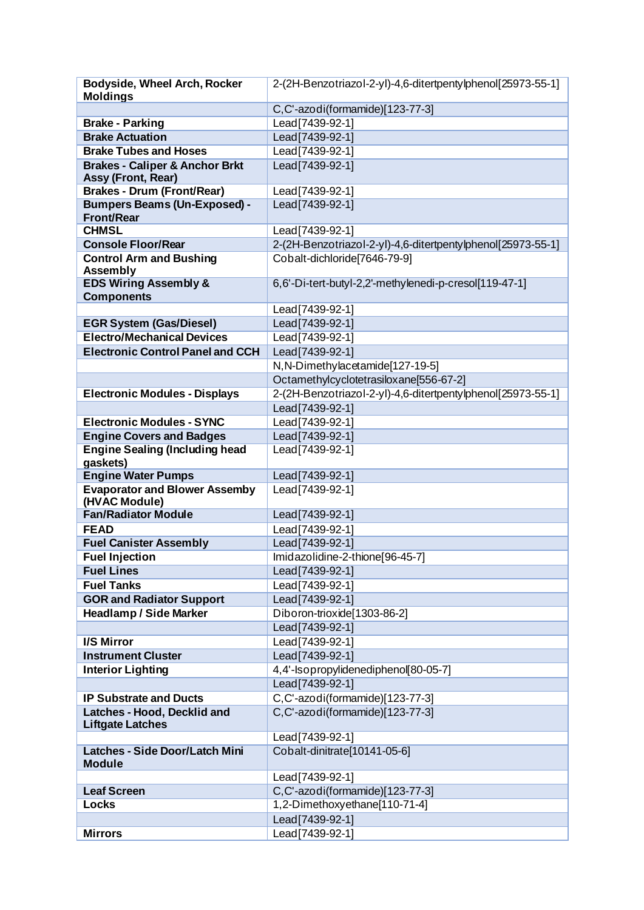| **Bodyside, Wheel Arch, Rocker Moldings** | 2-(2H-Benzotriazol-2-yl)-4,6-ditertpentylphenol[25973-55-1] |
|---|---|
| | C,C'-azodi(formamide)[123-77-3] |
| **Brake - Parking** | Lead[7439-92-1] |
| **Brake Actuation** | Lead[7439-92-1] |
| **Brake Tubes and Hoses** | Lead[7439-92-1] |
| **Brakes - Caliper & Anchor Brkt Assy (Front, Rear)** | Lead[7439-92-1] |
| **Brakes - Drum (Front/Rear)** | Lead[7439-92-1] |
| **Bumpers Beams (Un-Exposed) - Front/Rear** | Lead[7439-92-1] |
| **CHMSL** | Lead[7439-92-1] |
| **Console Floor/Rear** | 2-(2H-Benzotriazol-2-yl)-4,6-ditertpentylphenol[25973-55-1] |
| **Control Arm and Bushing Assembly** | Cobalt-dichloride[7646-79-9] |
| **EDS Wiring Assembly & Components** | 6,6'-Di-tert-butyl-2,2'-methylenedi-p-cresol[119-47-1] |
| | Lead[7439-92-1] |
| **EGR System (Gas/Diesel)** | Lead[7439-92-1] |
| **Electro/Mechanical Devices** | Lead[7439-92-1] |
| **Electronic Control Panel and CCH** | Lead[7439-92-1] |
| | N,N-Dimethylacetamide[127-19-5] |
| | Octamethylcyclotetrasiloxane[556-67-2] |
| **Electronic Modules - Displays** | 2-(2H-Benzotriazol-2-yl)-4,6-ditertpentylphenol[25973-55-1] |
| | Lead[7439-92-1] |
| **Electronic Modules - SYNC** | Lead[7439-92-1] |
| **Engine Covers and Badges** | Lead[7439-92-1] |
| **Engine Sealing (Including head gaskets)** | Lead[7439-92-1] |
| **Engine Water Pumps** | Lead[7439-92-1] |
| **Evaporator and Blower Assemby (HVAC Module)** | Lead[7439-92-1] |
| **Fan/Radiator Module** | Lead[7439-92-1] |
| **FEAD** | Lead[7439-92-1] |
| **Fuel Canister Assembly** | Lead[7439-92-1] |
| **Fuel Injection** | Imidazolidine-2-thione[96-45-7] |
| **Fuel Lines** | Lead[7439-92-1] |
| **Fuel Tanks** | Lead[7439-92-1] |
| **GOR and Radiator Support** | Lead[7439-92-1] |
| **Headlamp / Side Marker** | Diboron-trioxide[1303-86-2] |
| | Lead[7439-92-1] |
| **I/S Mirror** | Lead[7439-92-1] |
| **Instrument Cluster** | Lead[7439-92-1] |
| **Interior Lighting** | 4,4'-Isopropylidenediphenol[80-05-7] |
| | Lead[7439-92-1] |
| **IP Substrate and Ducts** | C,C'-azodi(formamide)[123-77-3] |
| **Latches - Hood, Decklid and Liftgate Latches** | C,C'-azodi(formamide)[123-77-3] |
| | Lead[7439-92-1] |
| **Latches - Side Door/Latch Mini Module** | Cobalt-dinitrate[10141-05-6] |
| | Lead[7439-92-1] |
| **Leaf Screen** | C,C'-azodi(formamide)[123-77-3] |
| **Locks** | 1,2-Dimethoxyethane[110-71-4] |
| | Lead[7439-92-1] |
| **Mirrors** | Lead[7439-92-1] |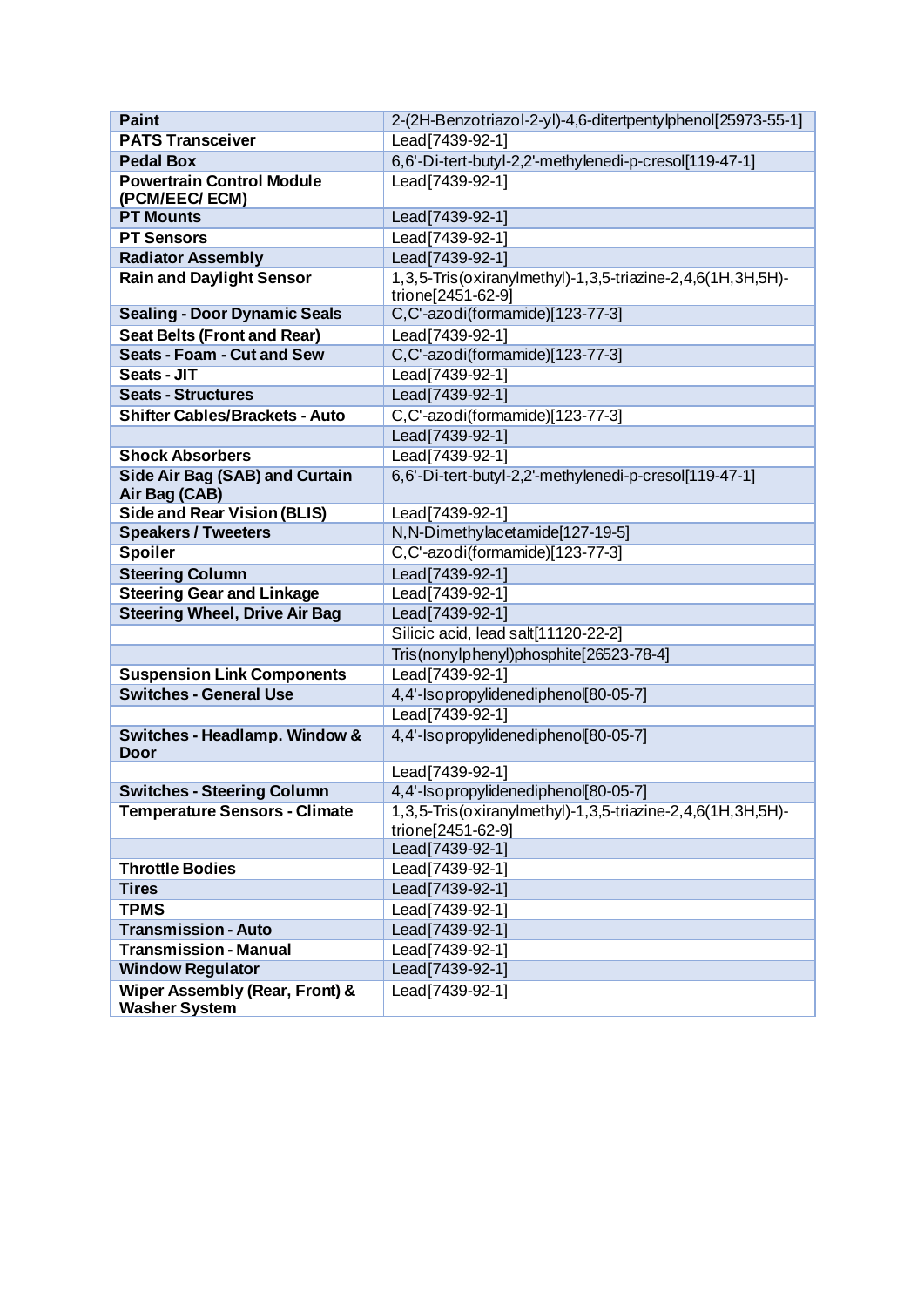| | |
|---|---|
| **Paint** | 2-(2H-Benzotriazol-2-yl)-4,6-ditertpentylphenol[25973-55-1] |
| **PATS Transceiver** | Lead[7439-92-1] |
| **Pedal Box** | 6,6'-Di-tert-butyl-2,2'-methylenedi-p-cresol[119-47-1] |
| **Powertrain Control Module (PCM/EEC/ ECM)** | Lead[7439-92-1] |
| **PT Mounts** | Lead[7439-92-1] |
| **PT Sensors** | Lead[7439-92-1] |
| **Radiator Assembly** | Lead[7439-92-1] |
| **Rain and Daylight Sensor** | 1,3,5-Tris(oxiranylmethyl)-1,3,5-triazine-2,4,6(1H,3H,5H)-trione[2451-62-9] |
| **Sealing - Door Dynamic Seals** | C,C'-azodi(formamide)[123-77-3] |
| **Seat Belts (Front and Rear)** | Lead[7439-92-1] |
| **Seats - Foam - Cut and Sew** | C,C'-azodi(formamide)[123-77-3] |
| **Seats - JIT** | Lead[7439-92-1] |
| **Seats - Structures** | Lead[7439-92-1] |
| **Shifter Cables/Brackets - Auto** | C,C'-azodi(formamide)[123-77-3] |
| | Lead[7439-92-1] |
| **Shock Absorbers** | Lead[7439-92-1] |
| **Side Air Bag (SAB) and Curtain Air Bag (CAB)** | 6,6'-Di-tert-butyl-2,2'-methylenedi-p-cresol[119-47-1] |
| **Side and Rear Vision (BLIS)** | Lead[7439-92-1] |
| **Speakers / Tweeters** | N,N-Dimethylacetamide[127-19-5] |
| **Spoiler** | C,C'-azodi(formamide)[123-77-3] |
| **Steering Column** | Lead[7439-92-1] |
| **Steering Gear and Linkage** | Lead[7439-92-1] |
| **Steering Wheel, Drive Air Bag** | Lead[7439-92-1] |
| | Silicic acid, lead salt[11120-22-2] |
| | Tris(nonylphenyl)phosphite[26523-78-4] |
| **Suspension Link Components** | Lead[7439-92-1] |
| **Switches - General Use** | 4,4'-Isopropylidenediphenol[80-05-7] |
| | Lead[7439-92-1] |
| **Switches - Headlamp. Window & Door** | 4,4'-Isopropylidenediphenol[80-05-7] |
| | Lead[7439-92-1] |
| **Switches - Steering Column** | 4,4'-Isopropylidenediphenol[80-05-7] |
| **Temperature Sensors - Climate** | 1,3,5-Tris(oxiranylmethyl)-1,3,5-triazine-2,4,6(1H,3H,5H)-trione[2451-62-9] |
| | Lead[7439-92-1] |
| **Throttle Bodies** | Lead[7439-92-1] |
| **Tires** | Lead[7439-92-1] |
| **TPMS** | Lead[7439-92-1] |
| **Transmission - Auto** | Lead[7439-92-1] |
| **Transmission - Manual** | Lead[7439-92-1] |
| **Window Regulator** | Lead[7439-92-1] |
| **Wiper Assembly (Rear, Front) & Washer System** | Lead[7439-92-1] |